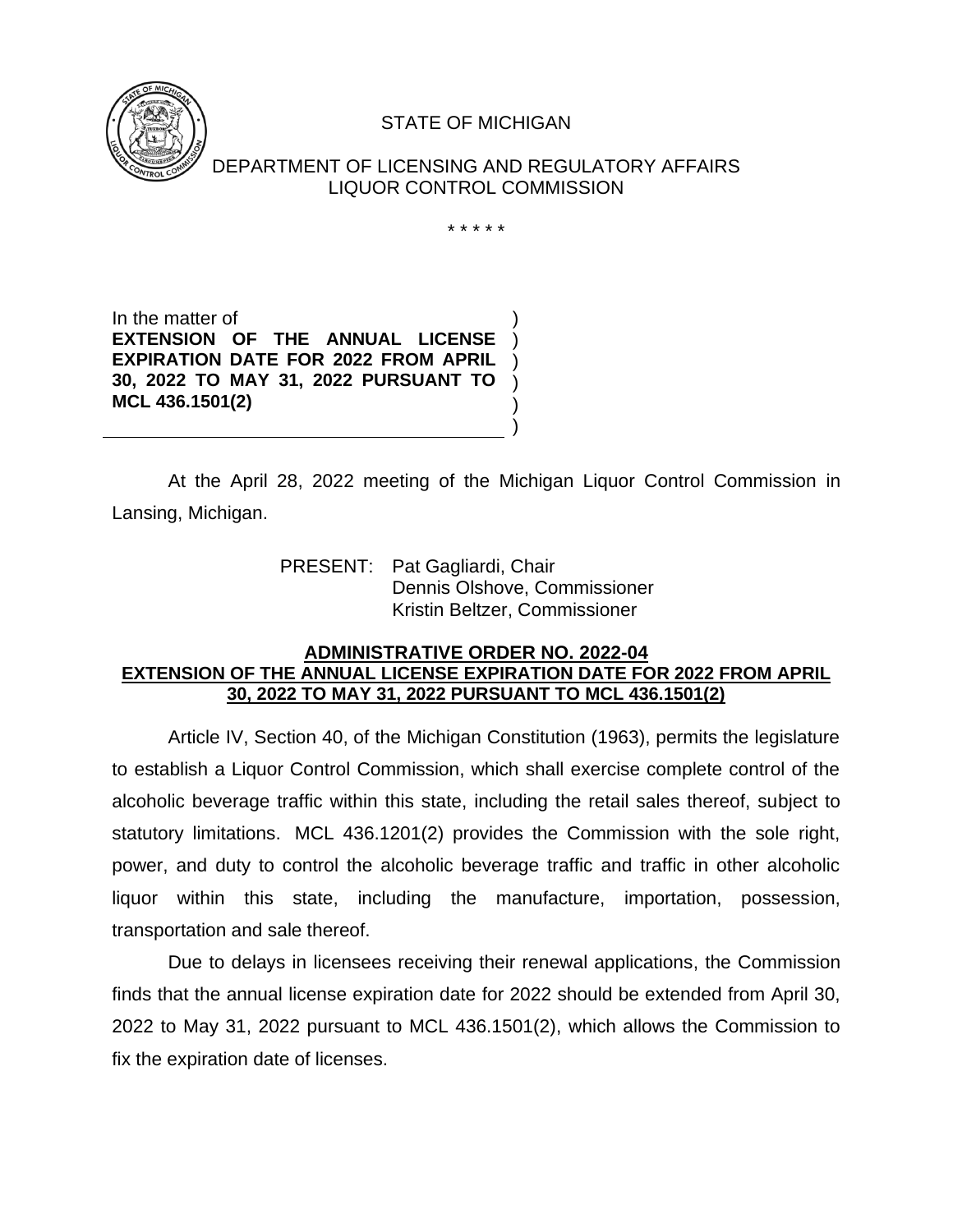STATE OF MICHIGAN

DEPARTMENT OF LICENSING AND REGULATORY AFFAIRS
LIQUOR CONTROL COMMISSION

\* \* \* \* \*

In the matter of
**EXTENSION OF THE ANNUAL LICENSE EXPIRATION DATE FOR 2022 FROM APRIL 30, 2022 TO MAY 31, 2022 PURSUANT TO MCL 436.1501(2)**

At the April 28, 2022 meeting of the Michigan Liquor Control Commission in Lansing, Michigan.

PRESENT: Pat Gagliardi, Chair
Dennis Olshove, Commissioner
Kristin Beltzer, Commissioner

**ADMINISTRATIVE ORDER NO. 2022-04**
**EXTENSION OF THE ANNUAL LICENSE EXPIRATION DATE FOR 2022 FROM APRIL 30, 2022 TO MAY 31, 2022 PURSUANT TO MCL 436.1501(2)**

Article IV, Section 40, of the Michigan Constitution (1963), permits the legislature to establish a Liquor Control Commission, which shall exercise complete control of the alcoholic beverage traffic within this state, including the retail sales thereof, subject to statutory limitations. MCL 436.1201(2) provides the Commission with the sole right, power, and duty to control the alcoholic beverage traffic and traffic in other alcoholic liquor within this state, including the manufacture, importation, possession, transportation and sale thereof.

Due to delays in licensees receiving their renewal applications, the Commission finds that the annual license expiration date for 2022 should be extended from April 30, 2022 to May 31, 2022 pursuant to MCL 436.1501(2), which allows the Commission to fix the expiration date of licenses.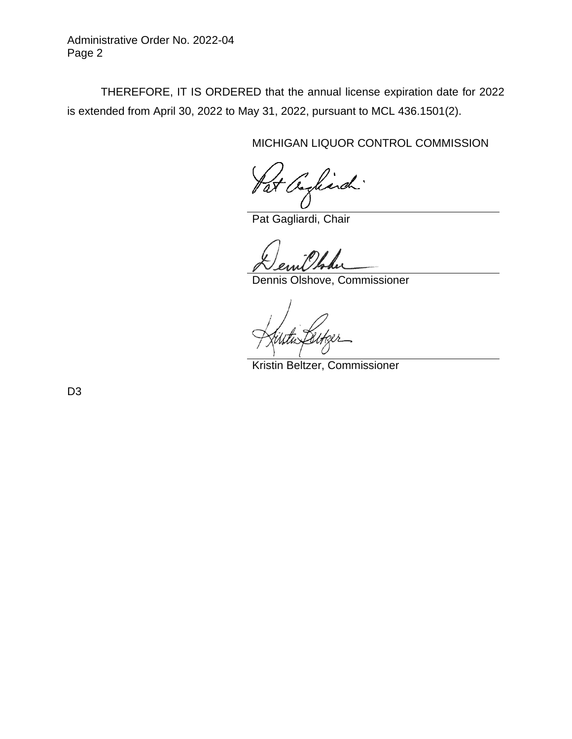THEREFORE, IT IS ORDERED that the annual license expiration date for 2022 is extended from April 30, 2022 to May 31, 2022, pursuant to MCL 436.1501(2).

MICHIGAN LIQUOR CONTROL COMMISSION

Pat Gagliardi, Chair

Dennis Olshove, Commissioner

Kristin Beltzer, Commissioner

D3